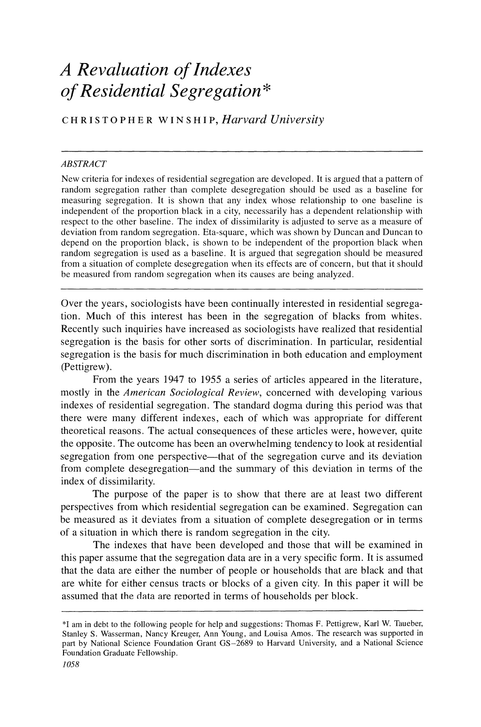# *A Revaluation of Indexes of Residential Segregation**

CHRISTOPHER WINSHIP, *Harvard University*

---

*ABSTRACT*

New criteria for indexes of residential segregation are developed. It is argued that a pattern of random segregation rather than complete desegregation should be used as a baseline for measuring segregation. It is shown that any index whose relationship to one baseline is independent of the proportion black in a city, necessarily has a dependent relationship with respect to the other baseline. The index of dissimilarity is adjusted to serve as a measure of deviation from random segregation. Eta-square, which was shown by Duncan and Duncan to depend on the proportion black, is shown to be independent of the proportion black when random segregation is used as a baseline. It is argued that segregation should be measured from a situation of complete desegregation when its effects are of concern, but that it should be measured from random segregation when its causes are being analyzed.

---

Over the years, sociologists have been continually interested in residential segregation. Much of this interest has been in the segregation of blacks from whites. Recently such inquiries have increased as sociologists have realized that residential segregation is the basis for other sorts of discrimination. In particular, residential segregation is the basis for much discrimination in both education and employment (Pettigrew).

From the years 1947 to 1955 a series of articles appeared in the literature, mostly in the *American Sociological Review*, concerned with developing various indexes of residential segregation. The standard dogma during this period was that there were many different indexes, each of which was appropriate for different theoretical reasons. The actual consequences of these articles were, however, quite the opposite. The outcome has been an overwhelming tendency to look at residential segregation from one perspective—that of the segregation curve and its deviation from complete desegregation—and the summary of this deviation in terms of the index of dissimilarity.

The purpose of the paper is to show that there are at least two different perspectives from which residential segregation can be examined. Segregation can be measured as it deviates from a situation of complete desegregation or in terms of a situation in which there is random segregation in the city.

The indexes that have been developed and those that will be examined in this paper assume that the segregation data are in a very specific form. It is assumed that the data are either the number of people or households that are black and that are white for either census tracts or blocks of a given city. In this paper it will be assumed that the data are reported in terms of households per block.

---

*I am in debt to the following people for help and suggestions: Thomas F. Pettigrew, Karl W. Taueber, Stanley S. Wasserman, Nancy Kreuger, Ann Young, and Louisa Amos. The research was supported in part by National Science Foundation Grant GS–2689 to Harvard University, and a National Science Foundation Graduate Fellowship.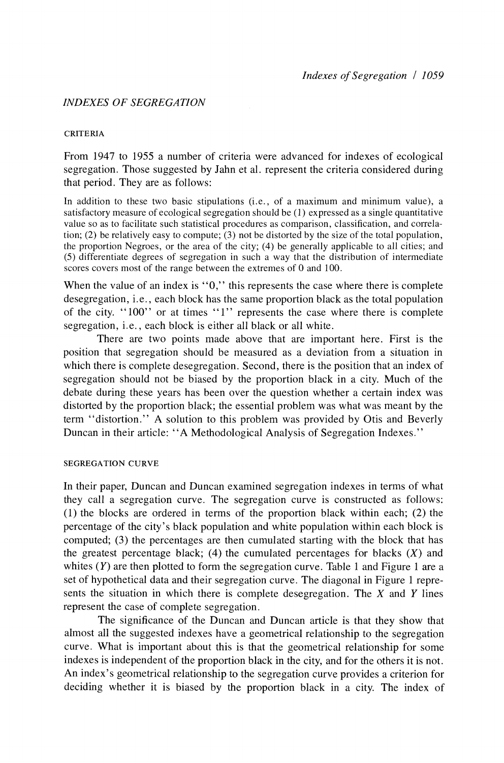## INDEXES OF SEGREGATION

### CRITERIA

From 1947 to 1955 a number of criteria were advanced for indexes of ecological segregation. Those suggested by Jahn et al. represent the criteria considered during that period. They are as follows:

> In addition to these two basic stipulations (i.e., of a maximum and minimum value), a satisfactory measure of ecological segregation should be (1) expressed as a single quantitative value so as to facilitate such statistical procedures as comparison, classification, and correlation; (2) be relatively easy to compute; (3) not be distorted by the size of the total population, the proportion Negroes, or the area of the city; (4) be generally applicable to all cities; and (5) differentiate degrees of segregation in such a way that the distribution of intermediate scores covers most of the range between the extremes of 0 and 100.

When the value of an index is "0," this represents the case where there is complete desegregation, i.e., each block has the same proportion black as the total population of the city. "100" or at times "1" represents the case where there is complete segregation, i.e., each block is either all black or all white.

There are two points made above that are important here. First is the position that segregation should be measured as a deviation from a situation in which there is complete desegregation. Second, there is the position that an index of segregation should not be biased by the proportion black in a city. Much of the debate during these years has been over the question whether a certain index was distorted by the proportion black; the essential problem was what was meant by the term "distortion." A solution to this problem was provided by Otis and Beverly Duncan in their article: "A Methodological Analysis of Segregation Indexes."

### SEGREGATION CURVE

In their paper, Duncan and Duncan examined segregation indexes in terms of what they call a segregation curve. The segregation curve is constructed as follows: (1) the blocks are ordered in terms of the proportion black within each; (2) the percentage of the city's black population and white population within each block is computed; (3) the percentages are then cumulated starting with the block that has the greatest percentage black; (4) the cumulated percentages for blacks ($X$) and whites ($Y$) are then plotted to form the segregation curve. Table 1 and Figure 1 are a set of hypothetical data and their segregation curve. The diagonal in Figure 1 represents the situation in which there is complete desegregation. The $X$ and $Y$ lines represent the case of complete segregation.

The significance of the Duncan and Duncan article is that they show that almost all the suggested indexes have a geometrical relationship to the segregation curve. What is important about this is that the geometrical relationship for some indexes is independent of the proportion black in the city, and for the others it is not. An index's geometrical relationship to the segregation curve provides a criterion for deciding whether it is biased by the proportion black in a city. The index of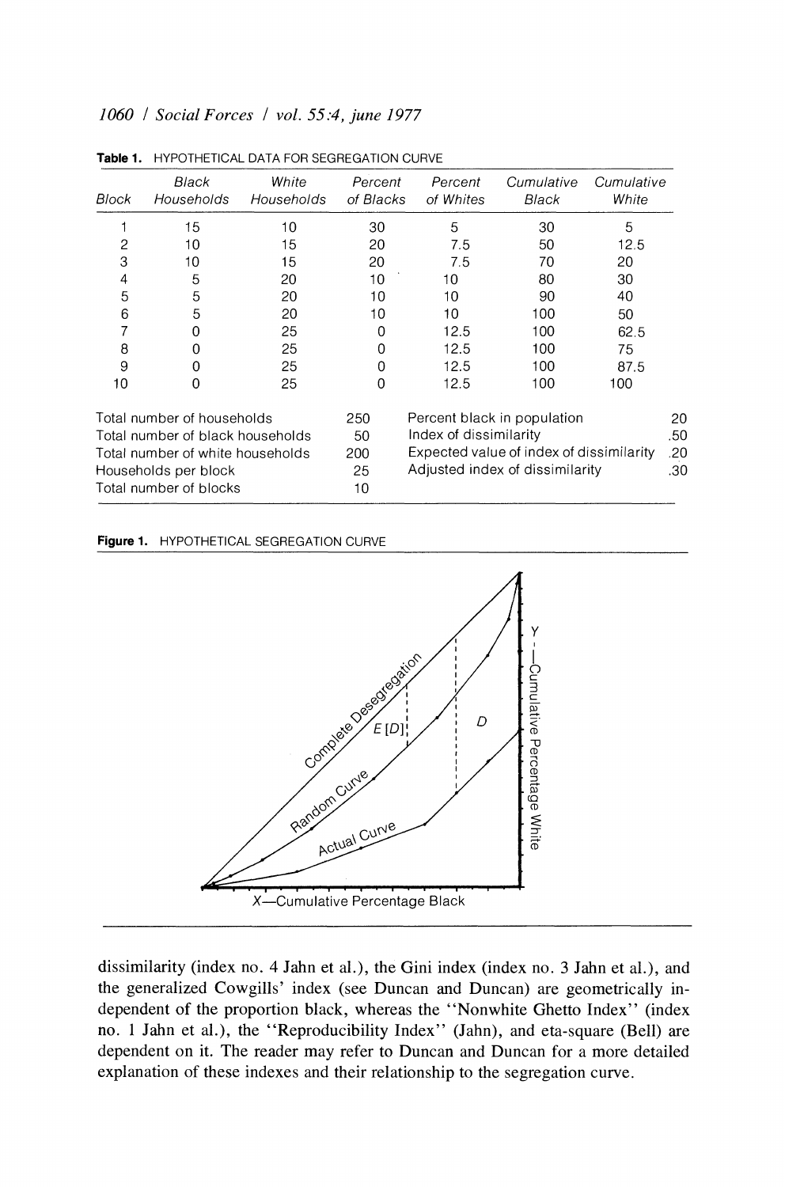**Table 1.** HYPOTHETICAL DATA FOR SEGREGATION CURVE

| Block | Black Households | White Households | Percent of Blacks | Percent of Whites | Cumulative Black | Cumulative White |
|---|---|---|---|---|---|---|
| 1 | 15 | 10 | 30 | 5 | 30 | 5 |
| 2 | 10 | 15 | 20 | 7.5 | 50 | 12.5 |
| 3 | 10 | 15 | 20 | 7.5 | 70 | 20 |
| 4 | 5 | 20 | 10 | 10 | 80 | 30 |
| 5 | 5 | 20 | 10 | 10 | 90 | 40 |
| 6 | 5 | 20 | 10 | 10 | 100 | 50 |
| 7 | 0 | 25 | 0 | 12.5 | 100 | 62.5 |
| 8 | 0 | 25 | 0 | 12.5 | 100 | 75 |
| 9 | 0 | 25 | 0 | 12.5 | 100 | 87.5 |
| 10 | 0 | 25 | 0 | 12.5 | 100 | 100 |

| | | | |
|---|---|---|---|
| Total number of households | 250 | Percent black in population | 20 |
| Total number of black households | 50 | Index of dissimilarity | .50 |
| Total number of white households | 200 | Expected value of index of dissimilarity | .20 |
| Households per block | 25 | Adjusted index of dissimilarity | .30 |
| Total number of blocks | 10 | | |

**Figure 1.** HYPOTHETICAL SEGREGATION CURVE

dissimilarity (index no. 4 Jahn et al.), the Gini index (index no. 3 Jahn et al.), and the generalized Cowgills' index (see Duncan and Duncan) are geometrically independent of the proportion black, whereas the "Nonwhite Ghetto Index" (index no. 1 Jahn et al.), the "Reproducibility Index" (Jahn), and eta-square (Bell) are dependent on it. The reader may refer to Duncan and Duncan for a more detailed explanation of these indexes and their relationship to the segregation curve.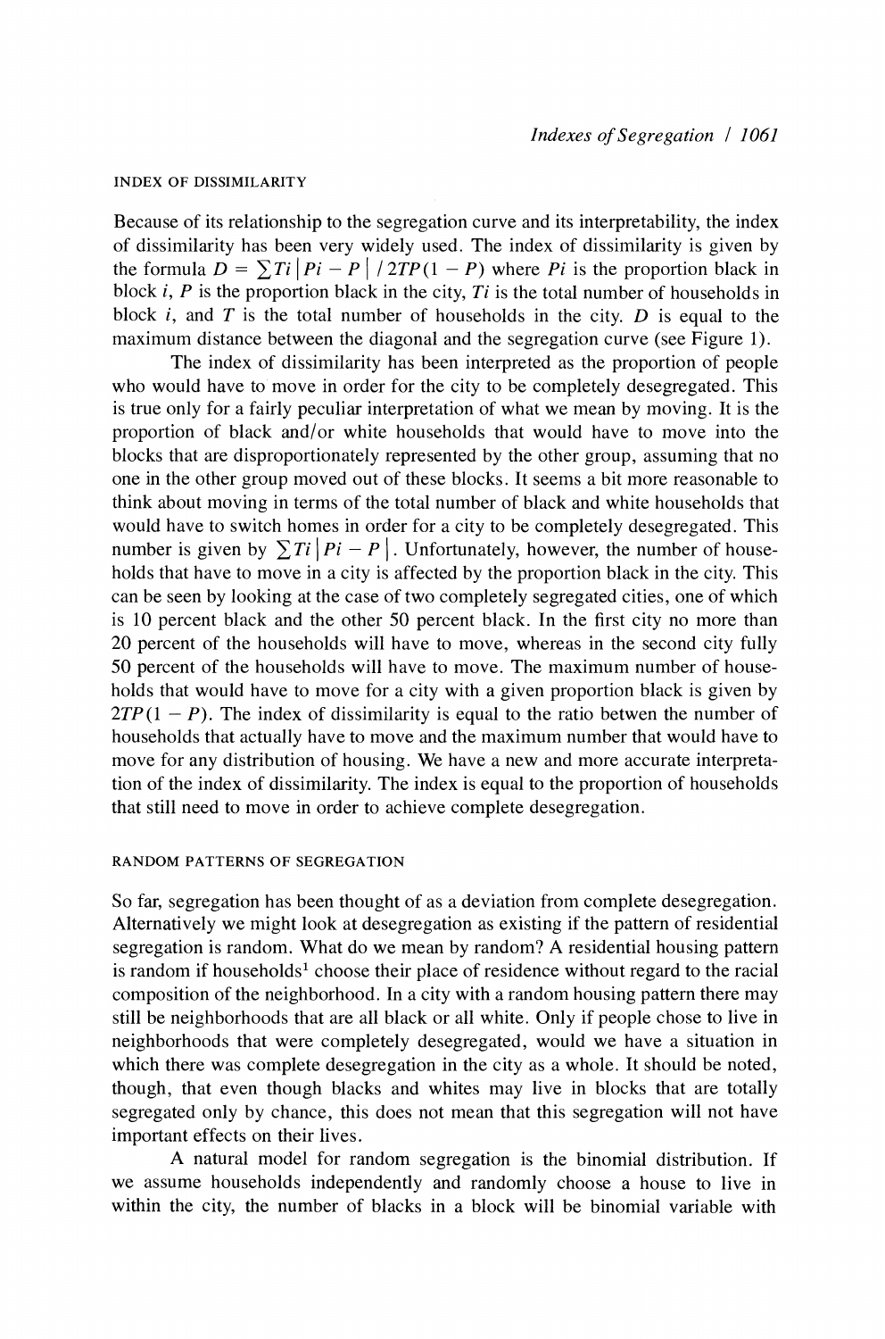## INDEX OF DISSIMILARITY

Because of its relationship to the segregation curve and its interpretability, the index of dissimilarity has been very widely used. The index of dissimilarity is given by the formula $D = \sum Ti \left| Pi - P \right| / 2TP(1 - P)$ where $Pi$ is the proportion black in block $i$, $P$ is the proportion black in the city, $Ti$ is the total number of households in block $i$, and $T$ is the total number of households in the city. $D$ is equal to the maximum distance between the diagonal and the segregation curve (see Figure 1).

The index of dissimilarity has been interpreted as the proportion of people who would have to move in order for the city to be completely desegregated. This is true only for a fairly peculiar interpretation of what we mean by moving. It is the proportion of black and/or white households that would have to move into the blocks that are disproportionately represented by the other group, assuming that no one in the other group moved out of these blocks. It seems a bit more reasonable to think about moving in terms of the total number of black and white households that would have to switch homes in order for a city to be completely desegregated. This number is given by $\sum Ti \left| Pi - P \right|$. Unfortunately, however, the number of households that have to move in a city is affected by the proportion black in the city. This can be seen by looking at the case of two completely segregated cities, one of which is 10 percent black and the other 50 percent black. In the first city no more than 20 percent of the households will have to move, whereas in the second city fully 50 percent of the households will have to move. The maximum number of households that would have to move for a city with a given proportion black is given by $2TP(1 - P)$. The index of dissimilarity is equal to the ratio betwen the number of households that actually have to move and the maximum number that would have to move for any distribution of housing. We have a new and more accurate interpretation of the index of dissimilarity. The index is equal to the proportion of households that still need to move in order to achieve complete desegregation.

## RANDOM PATTERNS OF SEGREGATION

So far, segregation has been thought of as a deviation from complete desegregation. Alternatively we might look at desegregation as existing if the pattern of residential segregation is random. What do we mean by random? A residential housing pattern is random if households[1] choose their place of residence without regard to the racial composition of the neighborhood. In a city with a random housing pattern there may still be neighborhoods that are all black or all white. Only if people chose to live in neighborhoods that were completely desegregated, would we have a situation in which there was complete desegregation in the city as a whole. It should be noted, though, that even though blacks and whites may live in blocks that are totally segregated only by chance, this does not mean that this segregation will not have important effects on their lives.

A natural model for random segregation is the binomial distribution. If we assume households independently and randomly choose a house to live in within the city, the number of blacks in a block will be binomial variable with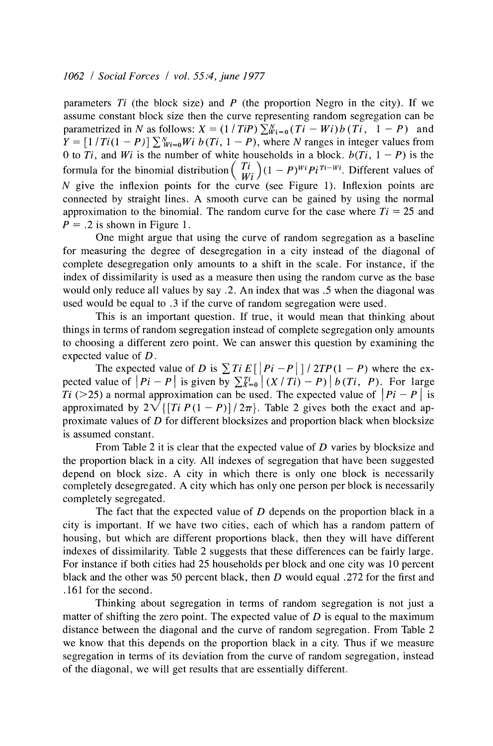parameters $Ti$ (the block size) and $P$ (the proportion Negro in the city). If we assume constant block size then the curve representing random segregation can be parametrized in $N$ as follows: $X = (1/TiP)\sum_{Wi=0}^{N}(Ti - Wi)b(Ti,\ 1-P)$ and $Y = [1/Ti(1-P)]\sum_{Wi=0}^{N} Wi\ b(Ti,\ 1-P)$, where $N$ ranges in integer values from 0 to $Ti$, and $Wi$ is the number of white households in a block. $b(Ti,\ 1-P)$ is the formula for the binomial distribution $\binom{Ti}{Wi}(1-P)^{Wi}P^{Ti-Wi}$. Different values of $N$ give the inflexion points for the curve (see Figure 1). Inflexion points are connected by straight lines. A smooth curve can be gained by using the normal approximation to the binomial. The random curve for the case where $Ti = 25$ and $P = .2$ is shown in Figure 1.

One might argue that using the curve of random segregation as a baseline for measuring the degree of desegregation in a city instead of the diagonal of complete desegregation only amounts to a shift in the scale. For instance, if the index of dissimilarity is used as a measure then using the random curve as the base would only reduce all values by say .2. An index that was .5 when the diagonal was used would be equal to .3 if the curve of random segregation were used.

This is an important question. If true, it would mean that thinking about things in terms of random segregation instead of complete segregation only amounts to choosing a different zero point. We can answer this question by examining the expected value of $D$.

The expected value of $D$ is $\sum Ti\, E[\,|Pi - P|\,]\,/\,2TP(1-P)$ where the expected value of $|Pi - P|$ is given by $\sum_{X=0}^{Ti}|(X/Ti) - P|\,b(Ti,\ P)$. For large $Ti$ (>25) a normal approximation can be used. The expected value of $|Pi - P|$ is approximated by $2\sqrt{\{[Ti\,P(1-P)]/2\pi\}}$. Table 2 gives both the exact and approximate values of $D$ for different blocksizes and proportion black when blocksize is assumed constant.

From Table 2 it is clear that the expected value of $D$ varies by blocksize and the proportion black in a city. All indexes of segregation that have been suggested depend on block size. A city in which there is only one block is necessarily completely desegregated. A city which has only one person per block is necessarily completely segregated.

The fact that the expected value of $D$ depends on the proportion black in a city is important. If we have two cities, each of which has a random pattern of housing, but which are different proportions black, then they will have different indexes of dissimilarity. Table 2 suggests that these differences can be fairly large. For instance if both cities had 25 households per block and one city was 10 percent black and the other was 50 percent black, then $D$ would equal .272 for the first and .161 for the second.

Thinking about segregation in terms of random segregation is not just a matter of shifting the zero point. The expected value of $D$ is equal to the maximum distance between the diagonal and the curve of random segregation. From Table 2 we know that this depends on the proportion black in a city. Thus if we measure segregation in terms of its deviation from the curve of random segregation, instead of the diagonal, we will get results that are essentially different.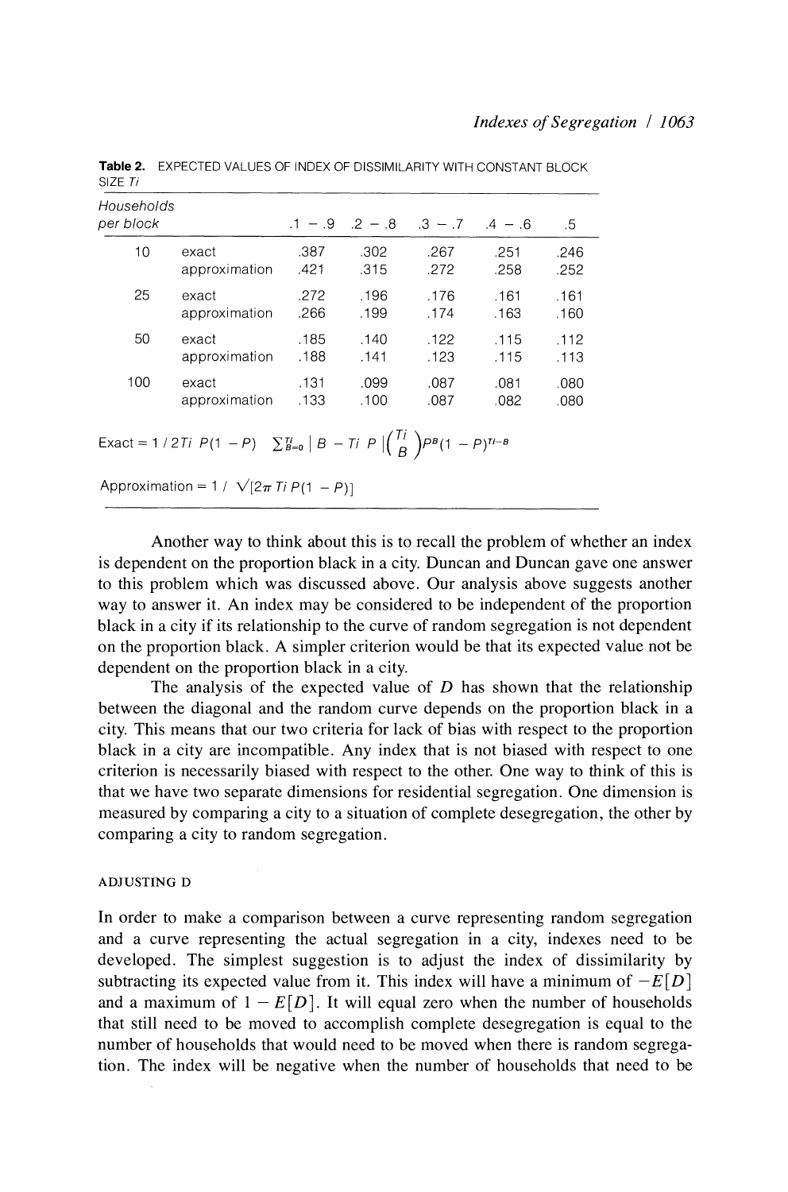**Table 2.** EXPECTED VALUES OF INDEX OF DISSIMILARITY WITH CONSTANT BLOCK SIZE $T_i$

| Households per block | | .1 − .9 | .2 − .8 | .3 − .7 | .4 − .6 | .5 |
|---|---|---|---|---|---|---|
| 10 | exact | .387 | .302 | .267 | .251 | .246 |
| | approximation | .421 | .315 | .272 | .258 | .252 |
| 25 | exact | .272 | .196 | .176 | .161 | .161 |
| | approximation | .266 | .199 | .174 | .163 | .160 |
| 50 | exact | .185 | .140 | .122 | .115 | .112 |
| | approximation | .188 | .141 | .123 | .115 | .113 |
| 100 | exact | .131 | .099 | .087 | .081 | .080 |
| | approximation | .133 | .100 | .087 | .082 | .080 |

$$\text{Exact} = 1 / 2T_i\, P(1 - P) \sum_{B=0}^{T_i} | B - T_i\, P | \binom{T_i}{B} P^B (1 - P)^{T_i - B}$$

$$\text{Approximation} = 1 / \sqrt{[2\pi\, T_i\, P(1 - P)]}$$

Another way to think about this is to recall the problem of whether an index is dependent on the proportion black in a city. Duncan and Duncan gave one answer to this problem which was discussed above. Our analysis above suggests another way to answer it. An index may be considered to be independent of the proportion black in a city if its relationship to the curve of random segregation is not dependent on the proportion black. A simpler criterion would be that its expected value not be dependent on the proportion black in a city.

The analysis of the expected value of $D$ has shown that the relationship between the diagonal and the random curve depends on the proportion black in a city. This means that our two criteria for lack of bias with respect to the proportion black in a city are incompatible. Any index that is not biased with respect to one criterion is necessarily biased with respect to the other. One way to think of this is that we have two separate dimensions for residential segregation. One dimension is measured by comparing a city to a situation of complete desegregation, the other by comparing a city to random segregation.

## ADJUSTING D

In order to make a comparison between a curve representing random segregation and a curve representing the actual segregation in a city, indexes need to be developed. The simplest suggestion is to adjust the index of dissimilarity by subtracting its expected value from it. This index will have a minimum of $-E[D]$ and a maximum of $1 - E[D]$. It will equal zero when the number of households that still need to be moved to accomplish complete desegregation is equal to the number of households that would need to be moved when there is random segregation. The index will be negative when the number of households that need to be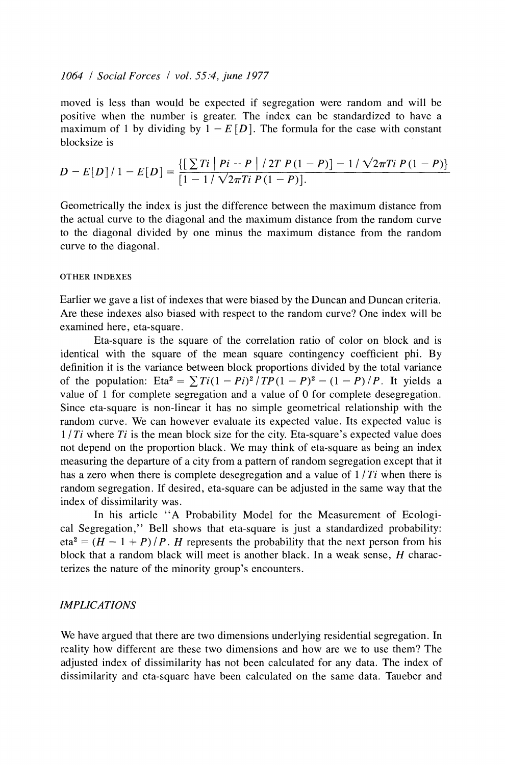moved is less than would be expected if segregation were random and will be positive when the number is greater. The index can be standardized to have a maximum of 1 by dividing by $1 - E[D]$. The formula for the case with constant blocksize is

$$D - E[D] / 1 - E[D] = \frac{\{[\sum Ti \mid Pi - P \mid / 2T\, P(1-P)] - 1 / \sqrt{2\pi Ti\, P(1-P)}\}}{[1 - 1 / \sqrt{2\pi Ti\, P(1-P)}].}$$

Geometrically the index is just the difference between the maximum distance from the actual curve to the diagonal and the maximum distance from the random curve to the diagonal divided by one minus the maximum distance from the random curve to the diagonal.

### OTHER INDEXES

Earlier we gave a list of indexes that were biased by the Duncan and Duncan criteria. Are these indexes also biased with respect to the random curve? One index will be examined here, eta-square.

Eta-square is the square of the correlation ratio of color on block and is identical with the square of the mean square contingency coefficient phi. By definition it is the variance between block proportions divided by the total variance of the population: $\text{Eta}^2 = \sum Ti(1 - Pi)^2 / TP(1 - P)^2 - (1 - P)/P$. It yields a value of 1 for complete segregation and a value of 0 for complete desegregation. Since eta-square is non-linear it has no simple geometrical relationship with the random curve. We can however evaluate its expected value. Its expected value is $1/Ti$ where $Ti$ is the mean block size for the city. Eta-square's expected value does not depend on the proportion black. We may think of eta-square as being an index measuring the departure of a city from a pattern of random segregation except that it has a zero when there is complete desegregation and a value of $1/Ti$ when there is random segregation. If desired, eta-square can be adjusted in the same way that the index of dissimilarity was.

In his article "A Probability Model for the Measurement of Ecological Segregation," Bell shows that eta-square is just a standardized probability: $\text{eta}^2 = (H - 1 + P)/P$. $H$ represents the probability that the next person from his block that a random black will meet is another black. In a weak sense, $H$ characterizes the nature of the minority group's encounters.

## *IMPLICATIONS*

We have argued that there are two dimensions underlying residential segregation. In reality how different are these two dimensions and how are we to use them? The adjusted index of dissimilarity has not been calculated for any data. The index of dissimilarity and eta-square have been calculated on the same data. Taueber and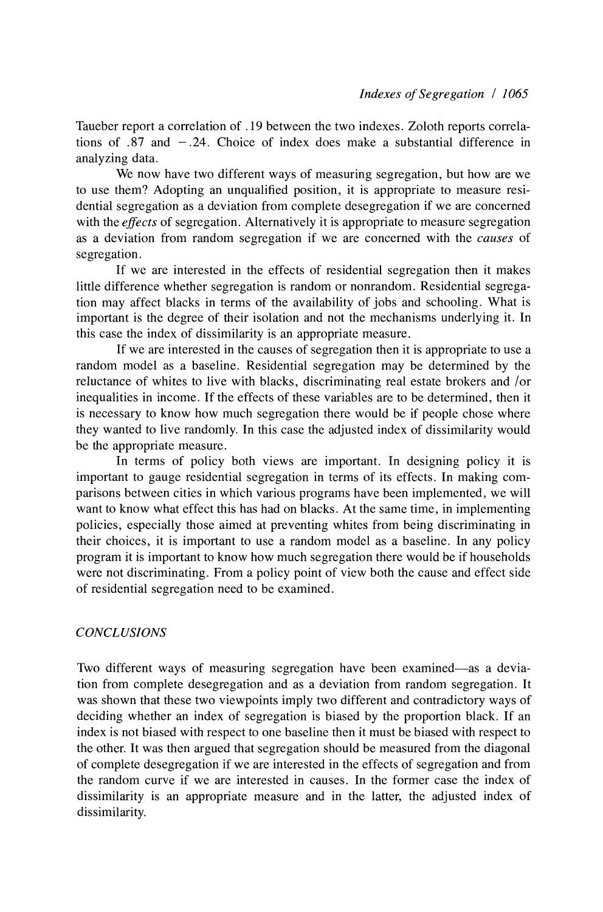Taueber report a correlation of .19 between the two indexes. Zoloth reports correlations of .87 and −.24. Choice of index does make a substantial difference in analyzing data.

We now have two different ways of measuring segregation, but how are we to use them? Adopting an unqualified position, it is appropriate to measure residential segregation as a deviation from complete desegregation if we are concerned with the *effects* of segregation. Alternatively it is appropriate to measure segregation as a deviation from random segregation if we are concerned with the *causes* of segregation.

If we are interested in the effects of residential segregation then it makes little difference whether segregation is random or nonrandom. Residential segregation may affect blacks in terms of the availability of jobs and schooling. What is important is the degree of their isolation and not the mechanisms underlying it. In this case the index of dissimilarity is an appropriate measure.

If we are interested in the causes of segregation then it is appropriate to use a random model as a baseline. Residential segregation may be determined by the reluctance of whites to live with blacks, discriminating real estate brokers and /or inequalities in income. If the effects of these variables are to be determined, then it is necessary to know how much segregation there would be if people chose where they wanted to live randomly. In this case the adjusted index of dissimilarity would be the appropriate measure.

In terms of policy both views are important. In designing policy it is important to gauge residential segregation in terms of its effects. In making comparisons between cities in which various programs have been implemented, we will want to know what effect this has had on blacks. At the same time, in implementing policies, especially those aimed at preventing whites from being discriminating in their choices, it is important to use a random model as a baseline. In any policy program it is important to know how much segregation there would be if households were not discriminating. From a policy point of view both the cause and effect side of residential segregation need to be examined.

## *CONCLUSIONS*

Two different ways of measuring segregation have been examined—as a deviation from complete desegregation and as a deviation from random segregation. It was shown that these two viewpoints imply two different and contradictory ways of deciding whether an index of segregation is biased by the proportion black. If an index is not biased with respect to one baseline then it must be biased with respect to the other. It was then argued that segregation should be measured from the diagonal of complete desegregation if we are interested in the effects of segregation and from the random curve if we are interested in causes. In the former case the index of dissimilarity is an appropriate measure and in the latter, the adjusted index of dissimilarity.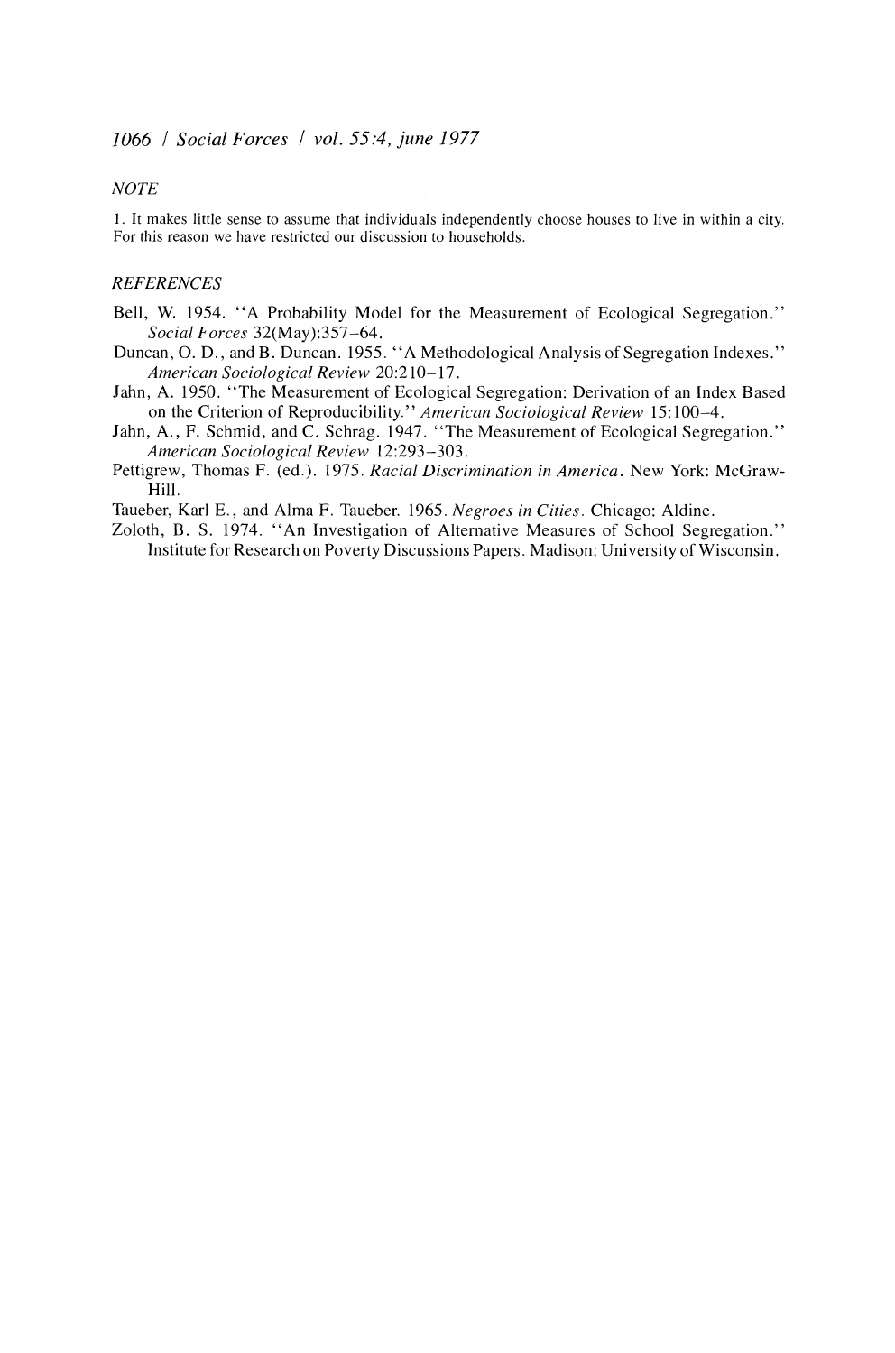*NOTE*

1. It makes little sense to assume that individuals independently choose houses to live in within a city. For this reason we have restricted our discussion to households.

*REFERENCES*

Bell, W. 1954. "A Probability Model for the Measurement of Ecological Segregation." *Social Forces* 32(May):357–64.

Duncan, O. D., and B. Duncan. 1955. "A Methodological Analysis of Segregation Indexes." *American Sociological Review* 20:210–17.

Jahn, A. 1950. "The Measurement of Ecological Segregation: Derivation of an Index Based on the Criterion of Reproducibility." *American Sociological Review* 15:100–4.

Jahn, A., F. Schmid, and C. Schrag. 1947. "The Measurement of Ecological Segregation." *American Sociological Review* 12:293–303.

Pettigrew, Thomas F. (ed.). 1975. *Racial Discrimination in America*. New York: McGraw-Hill.

Taueber, Karl E., and Alma F. Taueber. 1965. *Negroes in Cities*. Chicago: Aldine.

Zoloth, B. S. 1974. "An Investigation of Alternative Measures of School Segregation." Institute for Research on Poverty Discussions Papers. Madison: University of Wisconsin.